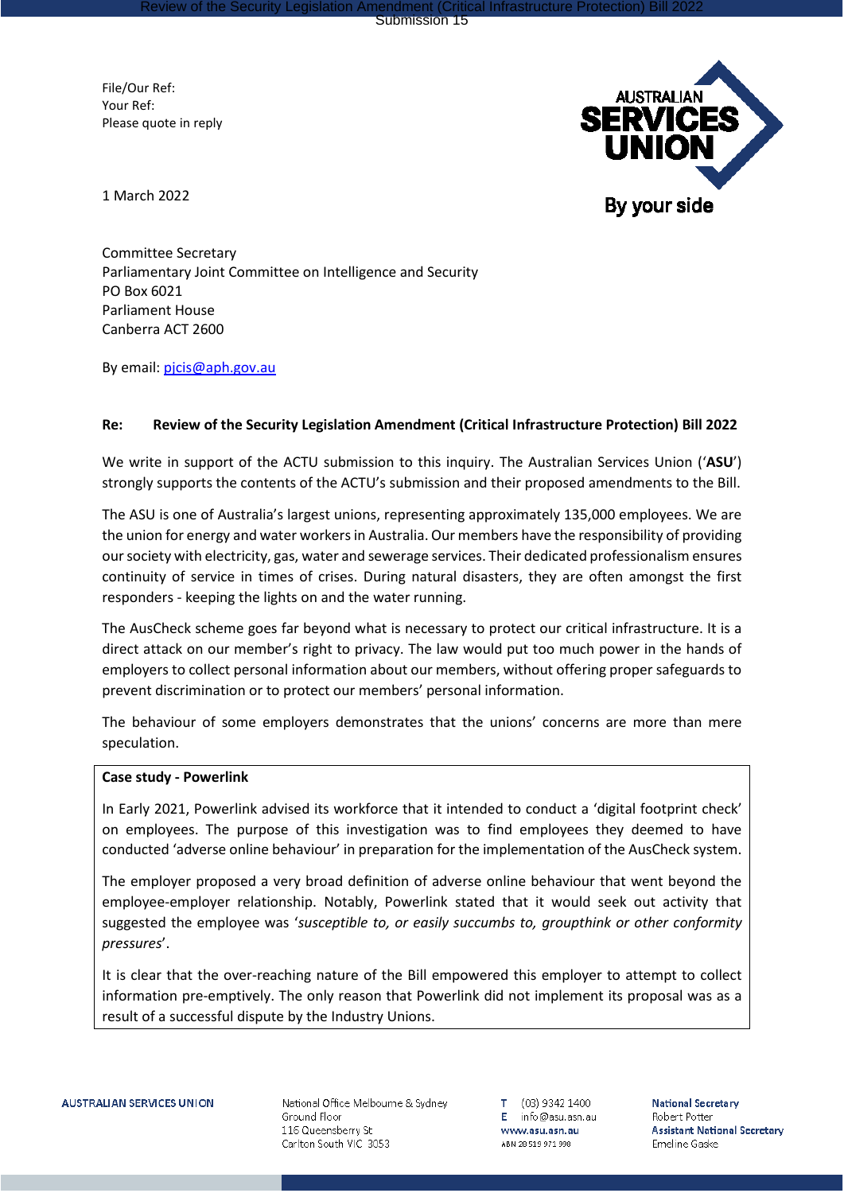File/Our Ref:
Your Ref:
Please quote in reply

AUSTRALIAN SERVICES UNION

By your side

1 March 2022

Committee Secretary
Parliamentary Joint Committee on Intelligence and Security
PO Box 6021
Parliament House
Canberra ACT 2600

By email: pjcis@aph.gov.au

**Re: Review of the Security Legislation Amendment (Critical Infrastructure Protection) Bill 2022**

We write in support of the ACTU submission to this inquiry. The Australian Services Union (‘**ASU**’) strongly supports the contents of the ACTU’s submission and their proposed amendments to the Bill.

The ASU is one of Australia’s largest unions, representing approximately 135,000 employees. We are the union for energy and water workers in Australia. Our members have the responsibility of providing our society with electricity, gas, water and sewerage services. Their dedicated professionalism ensures continuity of service in times of crises. During natural disasters, they are often amongst the first responders - keeping the lights on and the water running.

The AusCheck scheme goes far beyond what is necessary to protect our critical infrastructure. It is a direct attack on our member’s right to privacy. The law would put too much power in the hands of employers to collect personal information about our members, without offering proper safeguards to prevent discrimination or to protect our members’ personal information.

The behaviour of some employers demonstrates that the unions’ concerns are more than mere speculation.

**Case study - Powerlink**

In Early 2021, Powerlink advised its workforce that it intended to conduct a ‘digital footprint check’ on employees. The purpose of this investigation was to find employees they deemed to have conducted ‘adverse online behaviour’ in preparation for the implementation of the AusCheck system.

The employer proposed a very broad definition of adverse online behaviour that went beyond the employee-employer relationship. Notably, Powerlink stated that it would seek out activity that suggested the employee was ‘*susceptible to, or easily succumbs to, groupthink or other conformity pressures*’.

It is clear that the over-reaching nature of the Bill empowered this employer to attempt to collect information pre-emptively. The only reason that Powerlink did not implement its proposal was as a result of a successful dispute by the Industry Unions.

AUSTRALIAN SERVICES UNION

National Office Melbourne & Sydney
Ground Floor
116 Queensberry St
Carlton South VIC 3053

T (03) 9342 1400
E info@asu.asn.au
www.asu.asn.au
ABN 28 519 971 998

National Secretary
Robert Potter
Assistant National Secretary
Emeline Gaske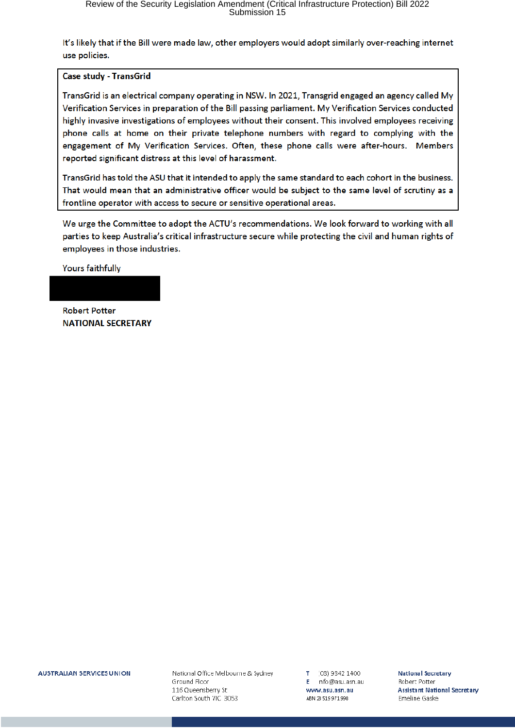It's likely that if the Bill were made law, other employers would adopt similarly over-reaching internet use policies.

> **Case study - TransGrid**
>
> TransGrid is an electrical company operating in NSW. In 2021, Transgrid engaged an agency called My Verification Services in preparation of the Bill passing parliament. My Verification Services conducted highly invasive investigations of employees without their consent. This involved employees receiving phone calls at home on their private telephone numbers with regard to complying with the engagement of My Verification Services. Often, these phone calls were after-hours. Members reported significant distress at this level of harassment.
>
> TransGrid has told the ASU that it intended to apply the same standard to each cohort in the business. That would mean that an administrative officer would be subject to the same level of scrutiny as a frontline operator with access to secure or sensitive operational areas.

We urge the Committee to adopt the ACTU's recommendations. We look forward to working with all parties to keep Australia's critical infrastructure secure while protecting the civil and human rights of employees in those industries.

Yours faithfully

Robert Potter
**NATIONAL SECRETARY**